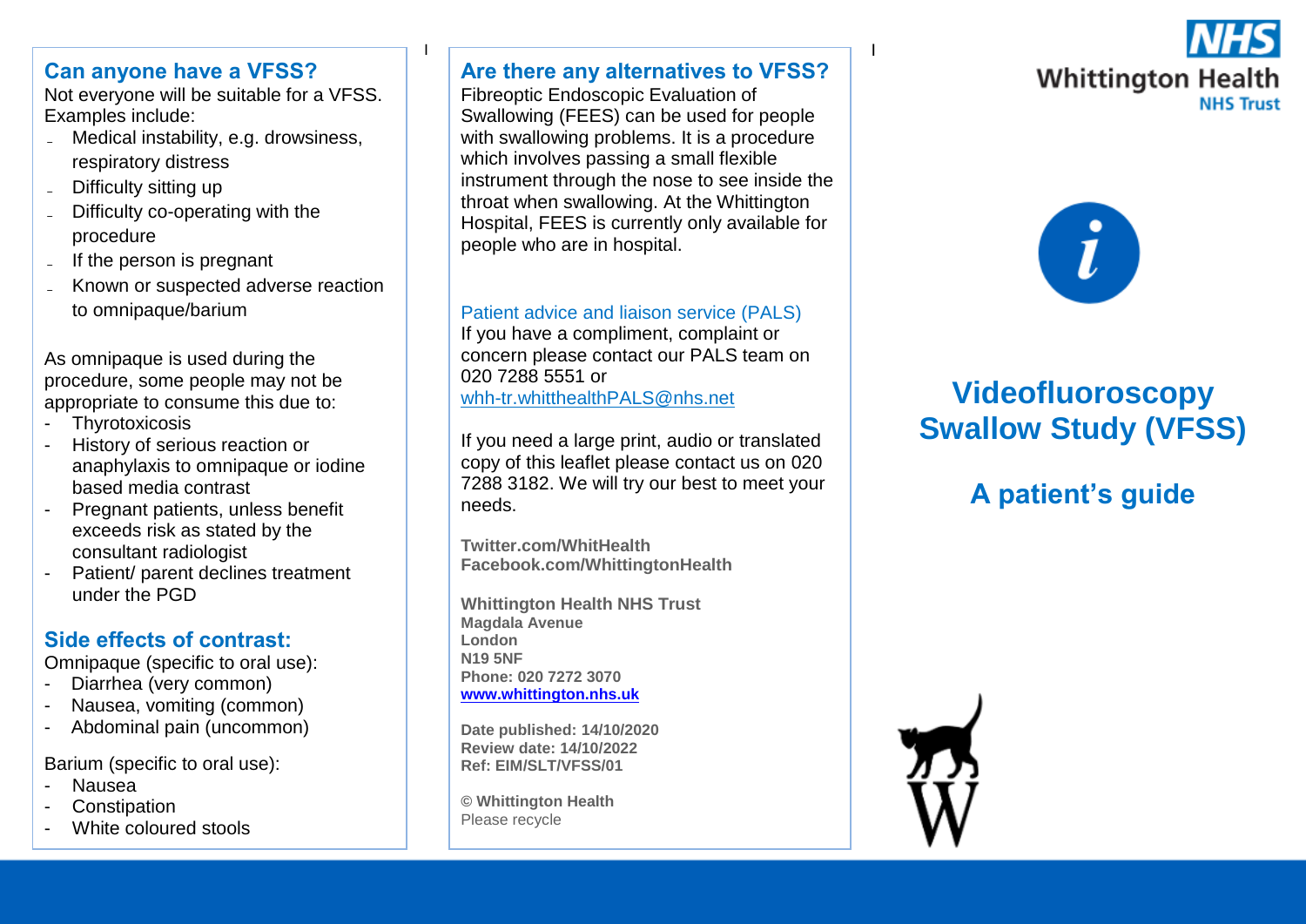## Can anyone have a VFSS?

Not everyone will be suitable for a VFSS. Examples include:

- Medical instability, e.g. drowsiness, respiratory distress
- Difficulty sitting up
- Difficulty co-operating with the procedure
- If the person is pregnant
- Known or suspected adverse reaction to omnipaque/barium

As omnipaque is used during the procedure, some people may not be appropriate to consume this due to:

- Thyrotoxicosis
- History of serious reaction or anaphylaxis to omnipaque or iodine based media contrast
- Pregnant patients, unless benefit exceeds risk as stated by the consultant radiologist
- Patient/ parent declines treatment under the PGD

## Side effects of contrast:

Omnipaque (specific to oral use):

- Diarrhea (very common)
- Nausea, vomiting (common)
- Abdominal pain (uncommon)

Barium (specific to oral use):

- Nausea
- Constipation
- White coloured stools

## Are there any alternatives to VFSS?

Fibreoptic Endoscopic Evaluation of Swallowing (FEES) can be used for people with swallowing problems. It is a procedure which involves passing a small flexible instrument through the nose to see inside the throat when swallowing. At the Whittington Hospital, FEES is currently only available for people who are in hospital.

### Patient advice and liaison service (PALS)

If you have a compliment, complaint or concern please contact our PALS team on 020 7288 5551 or whh-tr.whitthealthPALS@nhs.net

If you need a large print, audio or translated copy of this leaflet please contact us on 020 7288 3182. We will try our best to meet your needs.

**Twitter.com/WhitHealth**
**Facebook.com/WhittingtonHealth**

**Whittington Health NHS Trust**
**Magdala Avenue**
**London**
**N19 5NF**
**Phone: 020 7272 3070**
**www.whittington.nhs.uk**

**Date published: 14/10/2020**
**Review date: 14/10/2022**
**Ref: EIM/SLT/VFSS/01**

**© Whittington Health**
Please recycle

NHS Whittington Health NHS Trust

# Videofluoroscopy Swallow Study (VFSS)

## A patient's guide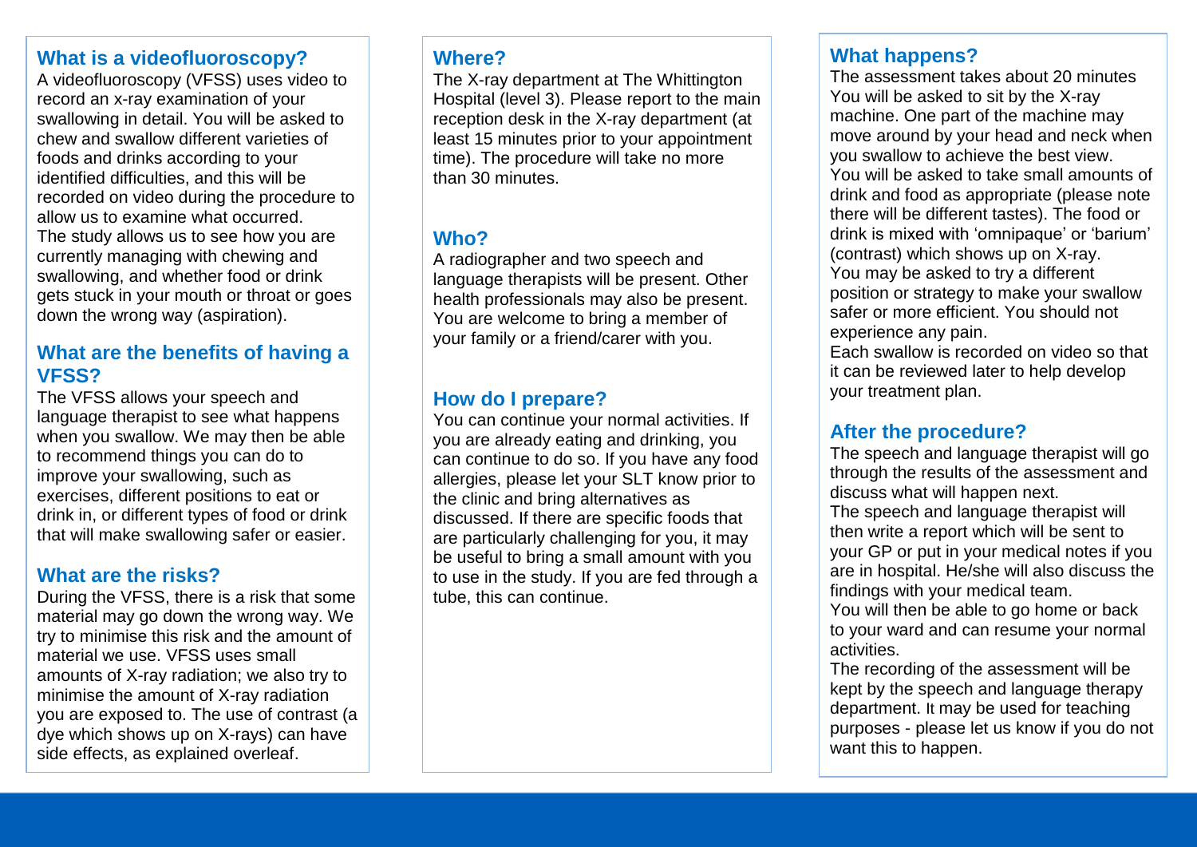## What is a videofluoroscopy?

A videofluoroscopy (VFSS) uses video to record an x-ray examination of your swallowing in detail. You will be asked to chew and swallow different varieties of foods and drinks according to your identified difficulties, and this will be recorded on video during the procedure to allow us to examine what occurred.

The study allows us to see how you are currently managing with chewing and swallowing, and whether food or drink gets stuck in your mouth or throat or goes down the wrong way (aspiration).

## What are the benefits of having a VFSS?

The VFSS allows your speech and language therapist to see what happens when you swallow. We may then be able to recommend things you can do to improve your swallowing, such as exercises, different positions to eat or drink in, or different types of food or drink that will make swallowing safer or easier.

## What are the risks?

During the VFSS, there is a risk that some material may go down the wrong way. We try to minimise this risk and the amount of material we use. VFSS uses small amounts of X-ray radiation; we also try to minimise the amount of X-ray radiation you are exposed to. The use of contrast (a dye which shows up on X-rays) can have side effects, as explained overleaf.

## Where?

The X-ray department at The Whittington Hospital (level 3). Please report to the main reception desk in the X-ray department (at least 15 minutes prior to your appointment time). The procedure will take no more than 30 minutes.

## Who?

A radiographer and two speech and language therapists will be present. Other health professionals may also be present. You are welcome to bring a member of your family or a friend/carer with you.

## How do I prepare?

You can continue your normal activities. If you are already eating and drinking, you can continue to do so. If you have any food allergies, please let your SLT know prior to the clinic and bring alternatives as discussed. If there are specific foods that are particularly challenging for you, it may be useful to bring a small amount with you to use in the study. If you are fed through a tube, this can continue.

## What happens?

The assessment takes about 20 minutes

You will be asked to sit by the X-ray machine. One part of the machine may move around by your head and neck when you swallow to achieve the best view.

You will be asked to take small amounts of drink and food as appropriate (please note there will be different tastes). The food or drink is mixed with 'omnipaque' or 'barium' (contrast) which shows up on X-ray.

You may be asked to try a different position or strategy to make your swallow safer or more efficient. You should not experience any pain.

Each swallow is recorded on video so that it can be reviewed later to help develop your treatment plan.

## After the procedure?

The speech and language therapist will go through the results of the assessment and discuss what will happen next.

The speech and language therapist will then write a report which will be sent to your GP or put in your medical notes if you are in hospital. He/she will also discuss the findings with your medical team.

You will then be able to go home or back to your ward and can resume your normal activities.

The recording of the assessment will be kept by the speech and language therapy department. It may be used for teaching purposes - please let us know if you do not want this to happen.